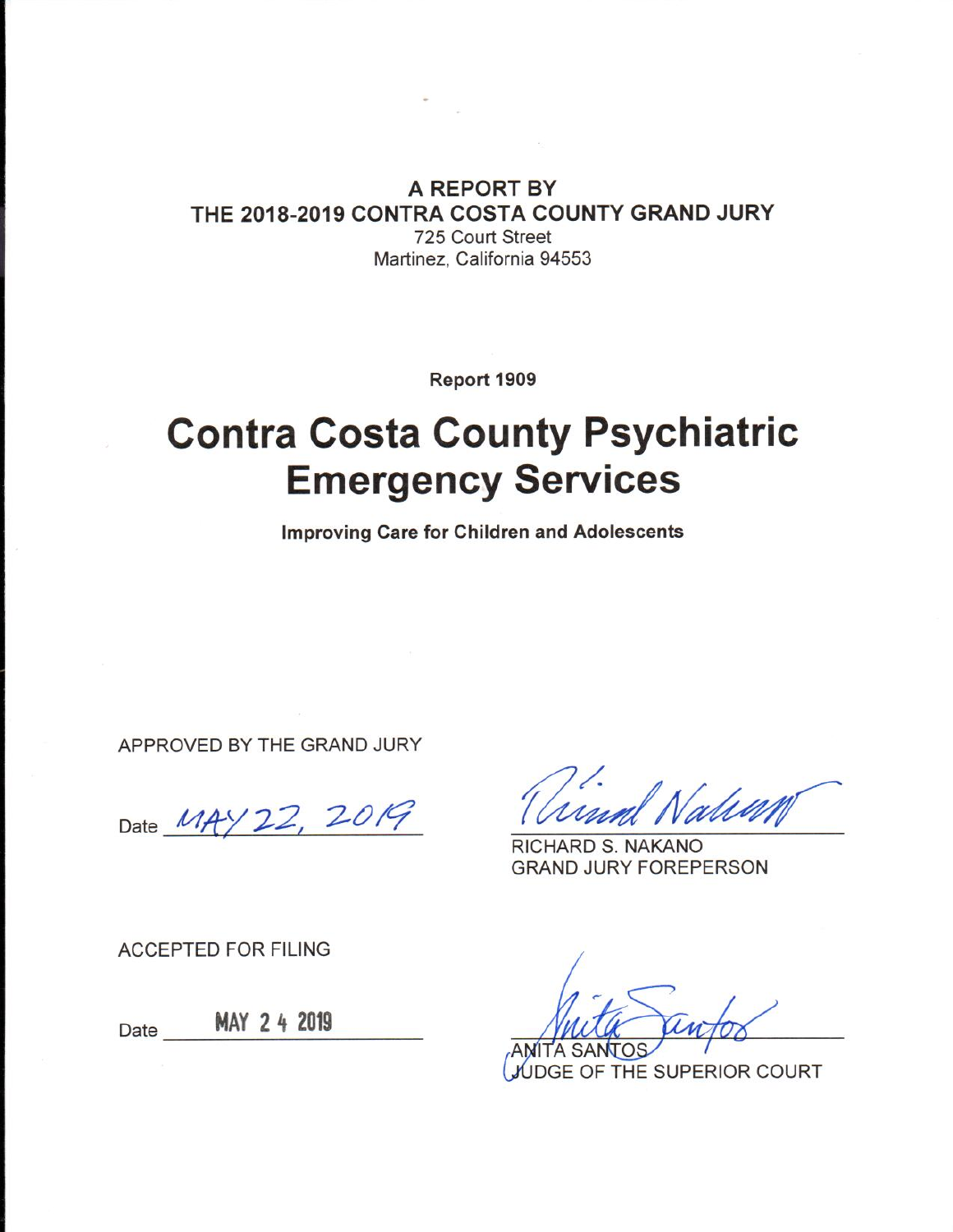**A REPORT BY**
**THE 2018-2019 CONTRA COSTA COUNTY GRAND JURY**
725 Court Street
Martinez, California 94553

**Report 1909**

# Contra Costa County Psychiatric Emergency Services

**Improving Care for Children and Adolescents**

APPROVED BY THE GRAND JURY

Date MAY 22, 2019

RICHARD S. NAKANO
GRAND JURY FOREPERSON

ACCEPTED FOR FILING

Date MAY 24 2019

ANITA SANTOS
JUDGE OF THE SUPERIOR COURT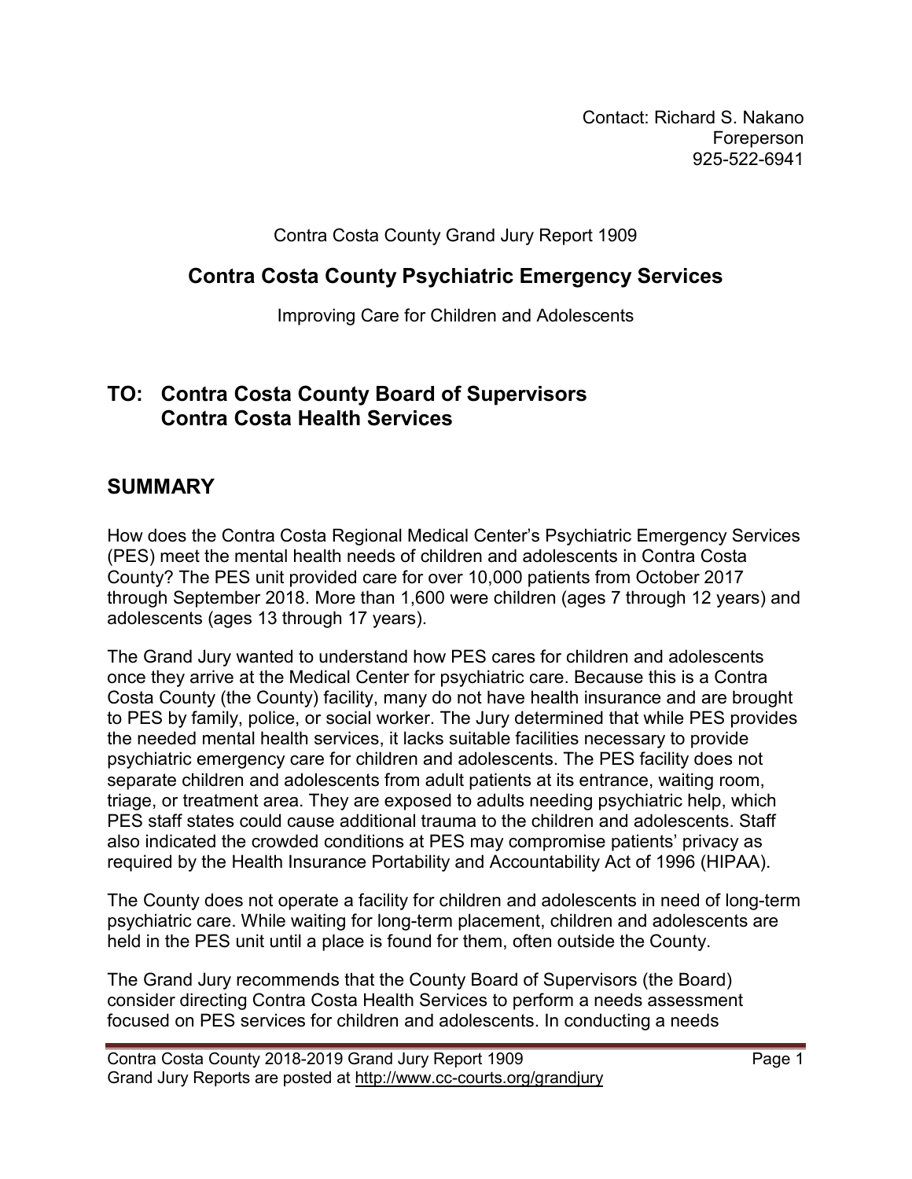Contact: Richard S. Nakano
Foreperson
925-522-6941

Contra Costa County Grand Jury Report 1909

# Contra Costa County Psychiatric Emergency Services

Improving Care for Children and Adolescents

## TO: Contra Costa County Board of Supervisors
## Contra Costa Health Services

## SUMMARY

How does the Contra Costa Regional Medical Center's Psychiatric Emergency Services (PES) meet the mental health needs of children and adolescents in Contra Costa County? The PES unit provided care for over 10,000 patients from October 2017 through September 2018. More than 1,600 were children (ages 7 through 12 years) and adolescents (ages 13 through 17 years).

The Grand Jury wanted to understand how PES cares for children and adolescents once they arrive at the Medical Center for psychiatric care. Because this is a Contra Costa County (the County) facility, many do not have health insurance and are brought to PES by family, police, or social worker. The Jury determined that while PES provides the needed mental health services, it lacks suitable facilities necessary to provide psychiatric emergency care for children and adolescents. The PES facility does not separate children and adolescents from adult patients at its entrance, waiting room, triage, or treatment area. They are exposed to adults needing psychiatric help, which PES staff states could cause additional trauma to the children and adolescents. Staff also indicated the crowded conditions at PES may compromise patients' privacy as required by the Health Insurance Portability and Accountability Act of 1996 (HIPAA).

The County does not operate a facility for children and adolescents in need of long-term psychiatric care. While waiting for long-term placement, children and adolescents are held in the PES unit until a place is found for them, often outside the County.

The Grand Jury recommends that the County Board of Supervisors (the Board) consider directing Contra Costa Health Services to perform a needs assessment focused on PES services for children and adolescents. In conducting a needs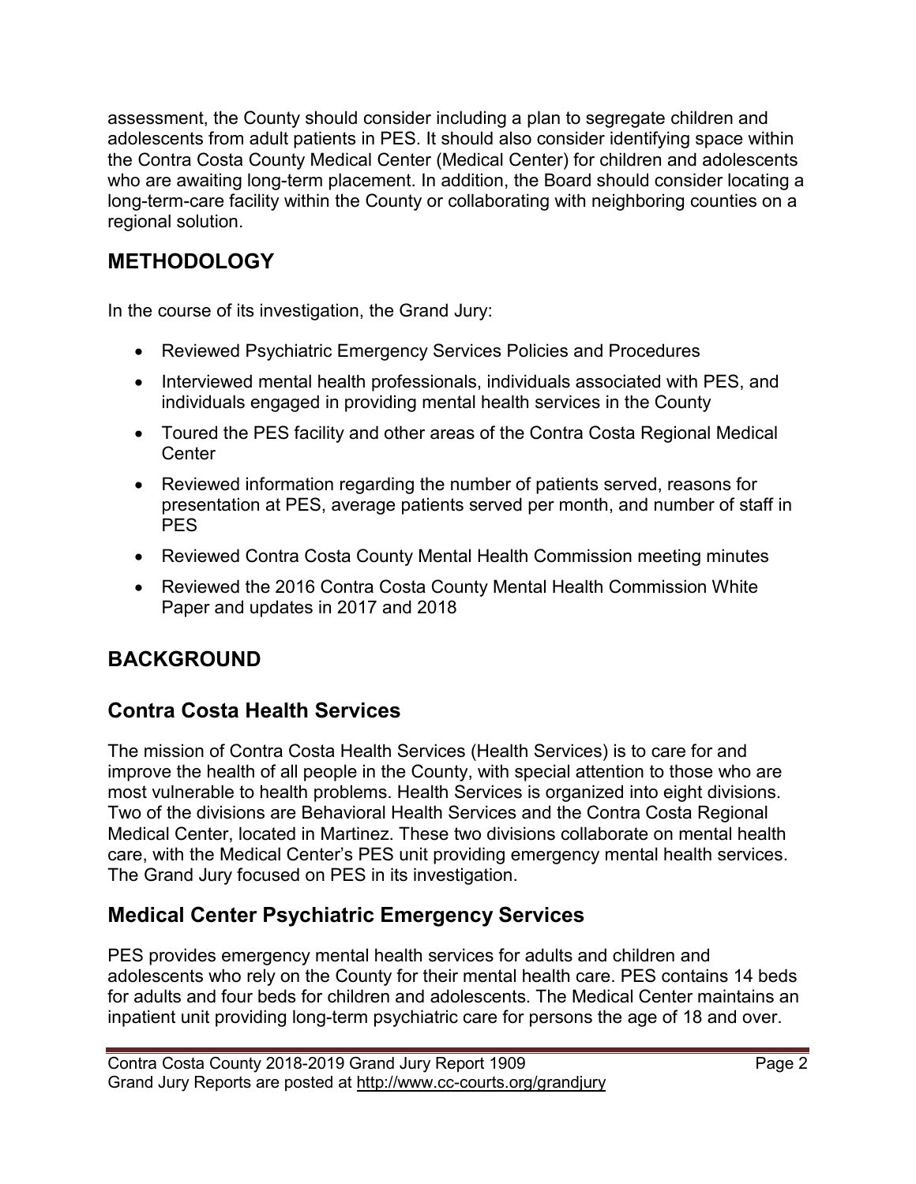assessment, the County should consider including a plan to segregate children and adolescents from adult patients in PES. It should also consider identifying space within the Contra Costa County Medical Center (Medical Center) for children and adolescents who are awaiting long-term placement. In addition, the Board should consider locating a long-term-care facility within the County or collaborating with neighboring counties on a regional solution.

## METHODOLOGY

In the course of its investigation, the Grand Jury:

- Reviewed Psychiatric Emergency Services Policies and Procedures
- Interviewed mental health professionals, individuals associated with PES, and individuals engaged in providing mental health services in the County
- Toured the PES facility and other areas of the Contra Costa Regional Medical Center
- Reviewed information regarding the number of patients served, reasons for presentation at PES, average patients served per month, and number of staff in PES
- Reviewed Contra Costa County Mental Health Commission meeting minutes
- Reviewed the 2016 Contra Costa County Mental Health Commission White Paper and updates in 2017 and 2018

## BACKGROUND

### Contra Costa Health Services

The mission of Contra Costa Health Services (Health Services) is to care for and improve the health of all people in the County, with special attention to those who are most vulnerable to health problems. Health Services is organized into eight divisions. Two of the divisions are Behavioral Health Services and the Contra Costa Regional Medical Center, located in Martinez. These two divisions collaborate on mental health care, with the Medical Center's PES unit providing emergency mental health services. The Grand Jury focused on PES in its investigation.

### Medical Center Psychiatric Emergency Services

PES provides emergency mental health services for adults and children and adolescents who rely on the County for their mental health care. PES contains 14 beds for adults and four beds for children and adolescents. The Medical Center maintains an inpatient unit providing long-term psychiatric care for persons the age of 18 and over.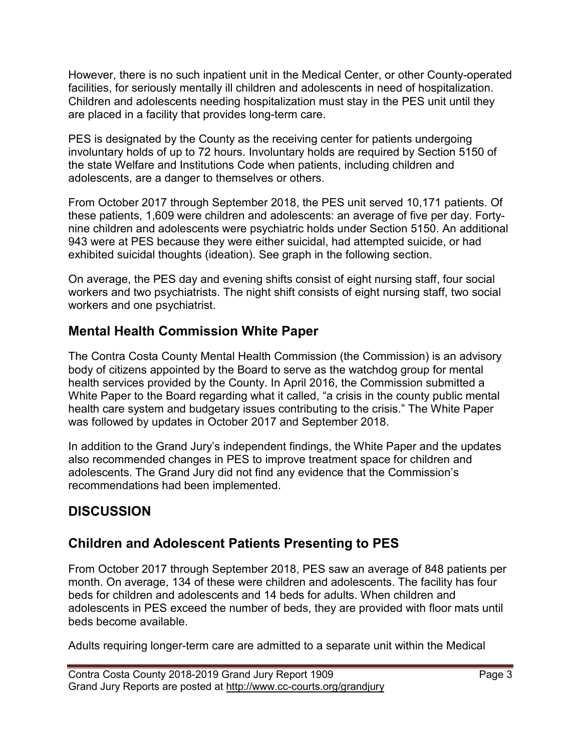However, there is no such inpatient unit in the Medical Center, or other County-operated facilities, for seriously mentally ill children and adolescents in need of hospitalization. Children and adolescents needing hospitalization must stay in the PES unit until they are placed in a facility that provides long-term care.

PES is designated by the County as the receiving center for patients undergoing involuntary holds of up to 72 hours. Involuntary holds are required by Section 5150 of the state Welfare and Institutions Code when patients, including children and adolescents, are a danger to themselves or others.

From October 2017 through September 2018, the PES unit served 10,171 patients. Of these patients, 1,609 were children and adolescents: an average of five per day. Forty-nine children and adolescents were psychiatric holds under Section 5150. An additional 943 were at PES because they were either suicidal, had attempted suicide, or had exhibited suicidal thoughts (ideation). See graph in the following section.

On average, the PES day and evening shifts consist of eight nursing staff, four social workers and two psychiatrists. The night shift consists of eight nursing staff, two social workers and one psychiatrist.

## Mental Health Commission White Paper

The Contra Costa County Mental Health Commission (the Commission) is an advisory body of citizens appointed by the Board to serve as the watchdog group for mental health services provided by the County. In April 2016, the Commission submitted a White Paper to the Board regarding what it called, "a crisis in the county public mental health care system and budgetary issues contributing to the crisis." The White Paper was followed by updates in October 2017 and September 2018.

In addition to the Grand Jury's independent findings, the White Paper and the updates also recommended changes in PES to improve treatment space for children and adolescents. The Grand Jury did not find any evidence that the Commission's recommendations had been implemented.

# DISCUSSION

## Children and Adolescent Patients Presenting to PES

From October 2017 through September 2018, PES saw an average of 848 patients per month. On average, 134 of these were children and adolescents. The facility has four beds for children and adolescents and 14 beds for adults. When children and adolescents in PES exceed the number of beds, they are provided with floor mats until beds become available.

Adults requiring longer-term care are admitted to a separate unit within the Medical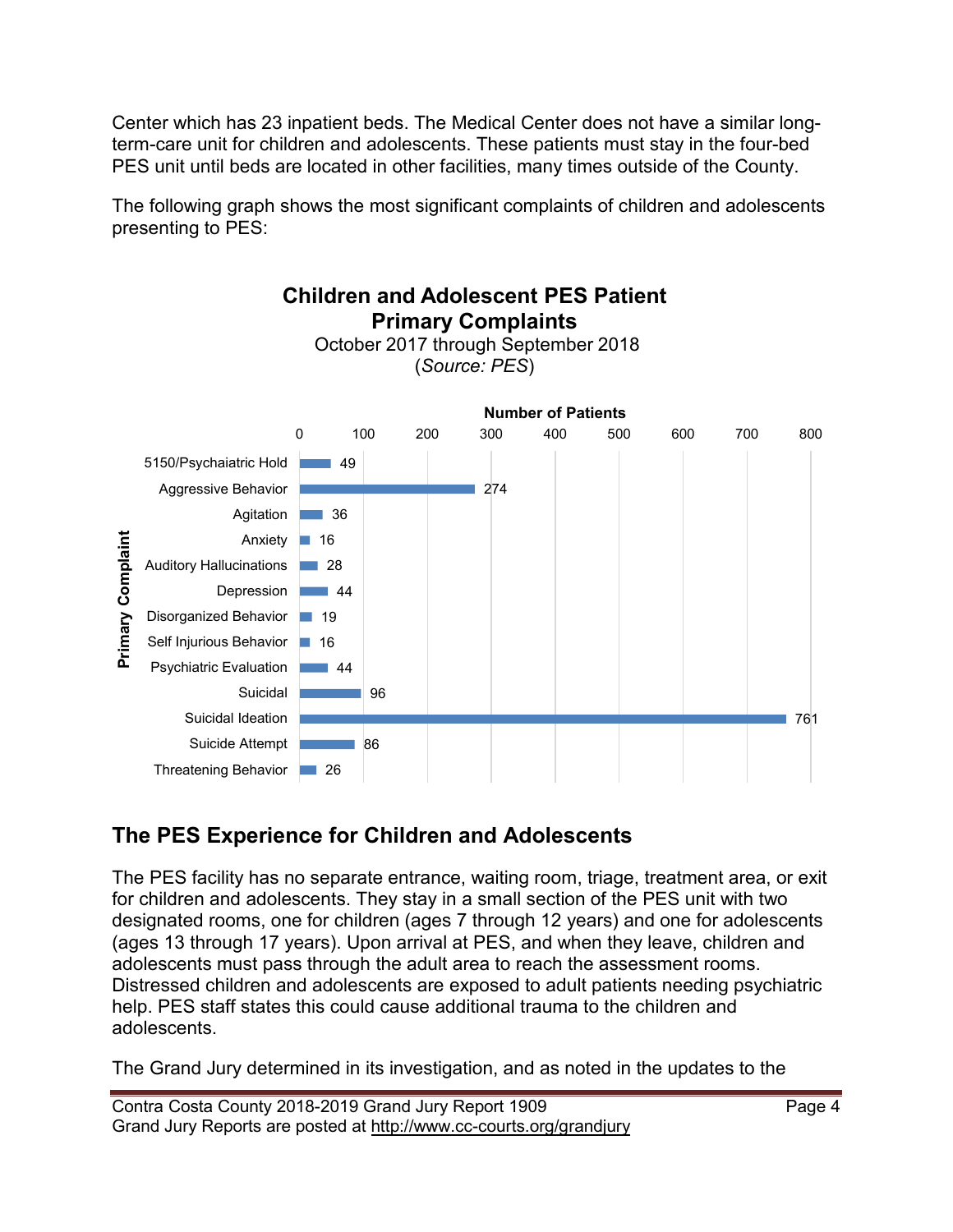Center which has 23 inpatient beds. The Medical Center does not have a similar long-term-care unit for children and adolescents. These patients must stay in the four-bed PES unit until beds are located in other facilities, many times outside of the County.

The following graph shows the most significant complaints of children and adolescents presenting to PES:

**Children and Adolescent PES Patient Primary Complaints**
October 2017 through September 2018
(*Source: PES*)

| Primary Complaint | Number of Patients |
| --- | --- |
| 5150/Psychaiatric Hold | 49 |
| Aggressive Behavior | 274 |
| Agitation | 36 |
| Anxiety | 16 |
| Auditory Hallucinations | 28 |
| Depression | 44 |
| Disorganized Behavior | 19 |
| Self Injurious Behavior | 16 |
| Psychiatric Evaluation | 44 |
| Suicidal | 96 |
| Suicidal Ideation | 761 |
| Suicide Attempt | 86 |
| Threatening Behavior | 26 |

## The PES Experience for Children and Adolescents

The PES facility has no separate entrance, waiting room, triage, treatment area, or exit for children and adolescents. They stay in a small section of the PES unit with two designated rooms, one for children (ages 7 through 12 years) and one for adolescents (ages 13 through 17 years). Upon arrival at PES, and when they leave, children and adolescents must pass through the adult area to reach the assessment rooms. Distressed children and adolescents are exposed to adult patients needing psychiatric help. PES staff states this could cause additional trauma to the children and adolescents.

The Grand Jury determined in its investigation, and as noted in the updates to the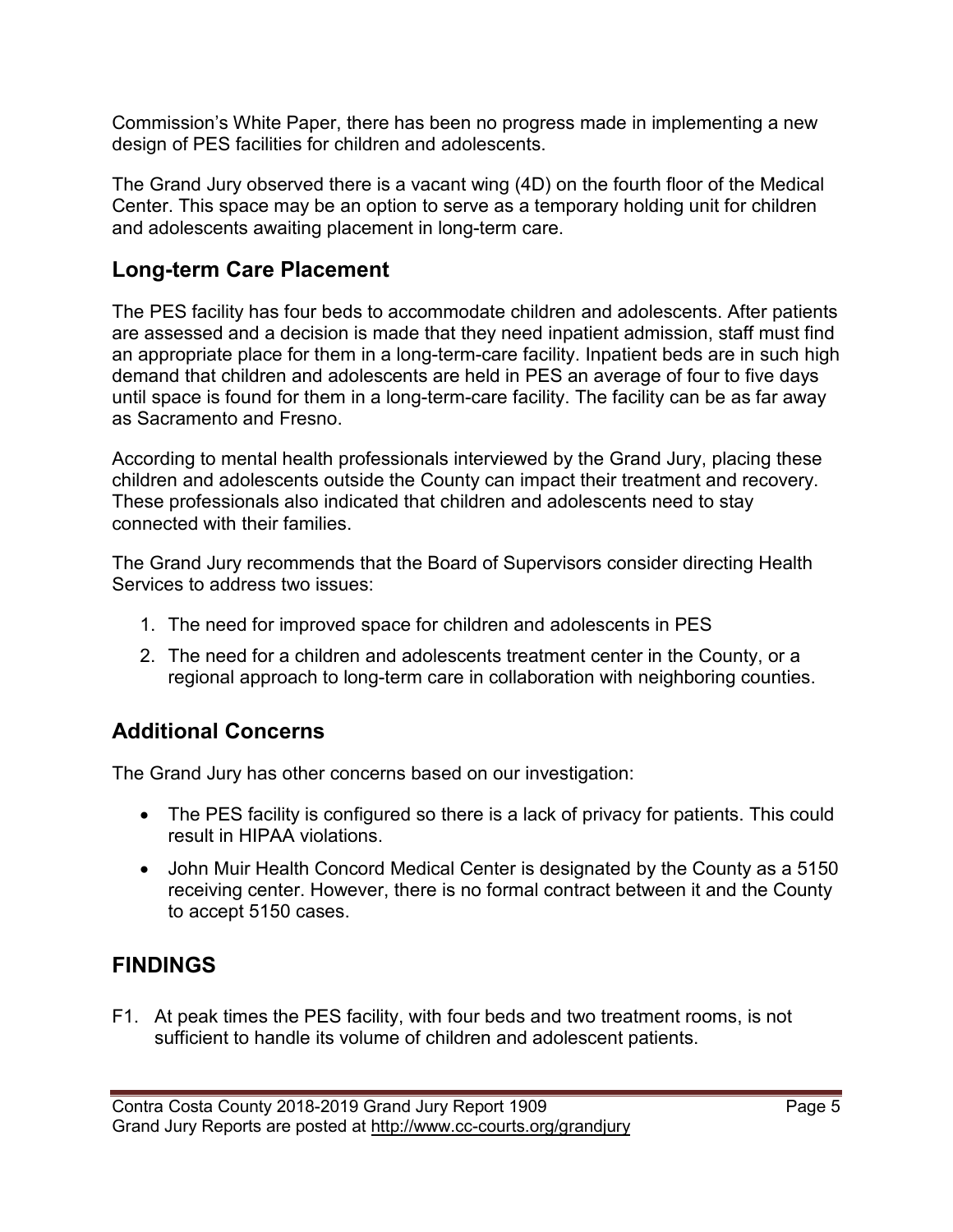Commission's White Paper, there has been no progress made in implementing a new design of PES facilities for children and adolescents.

The Grand Jury observed there is a vacant wing (4D) on the fourth floor of the Medical Center. This space may be an option to serve as a temporary holding unit for children and adolescents awaiting placement in long-term care.

## Long-term Care Placement

The PES facility has four beds to accommodate children and adolescents. After patients are assessed and a decision is made that they need inpatient admission, staff must find an appropriate place for them in a long-term-care facility. Inpatient beds are in such high demand that children and adolescents are held in PES an average of four to five days until space is found for them in a long-term-care facility. The facility can be as far away as Sacramento and Fresno.

According to mental health professionals interviewed by the Grand Jury, placing these children and adolescents outside the County can impact their treatment and recovery. These professionals also indicated that children and adolescents need to stay connected with their families.

The Grand Jury recommends that the Board of Supervisors consider directing Health Services to address two issues:

1. The need for improved space for children and adolescents in PES
2. The need for a children and adolescents treatment center in the County, or a regional approach to long-term care in collaboration with neighboring counties.

## Additional Concerns

The Grand Jury has other concerns based on our investigation:

- The PES facility is configured so there is a lack of privacy for patients. This could result in HIPAA violations.
- John Muir Health Concord Medical Center is designated by the County as a 5150 receiving center. However, there is no formal contract between it and the County to accept 5150 cases.

## FINDINGS

F1. At peak times the PES facility, with four beds and two treatment rooms, is not sufficient to handle its volume of children and adolescent patients.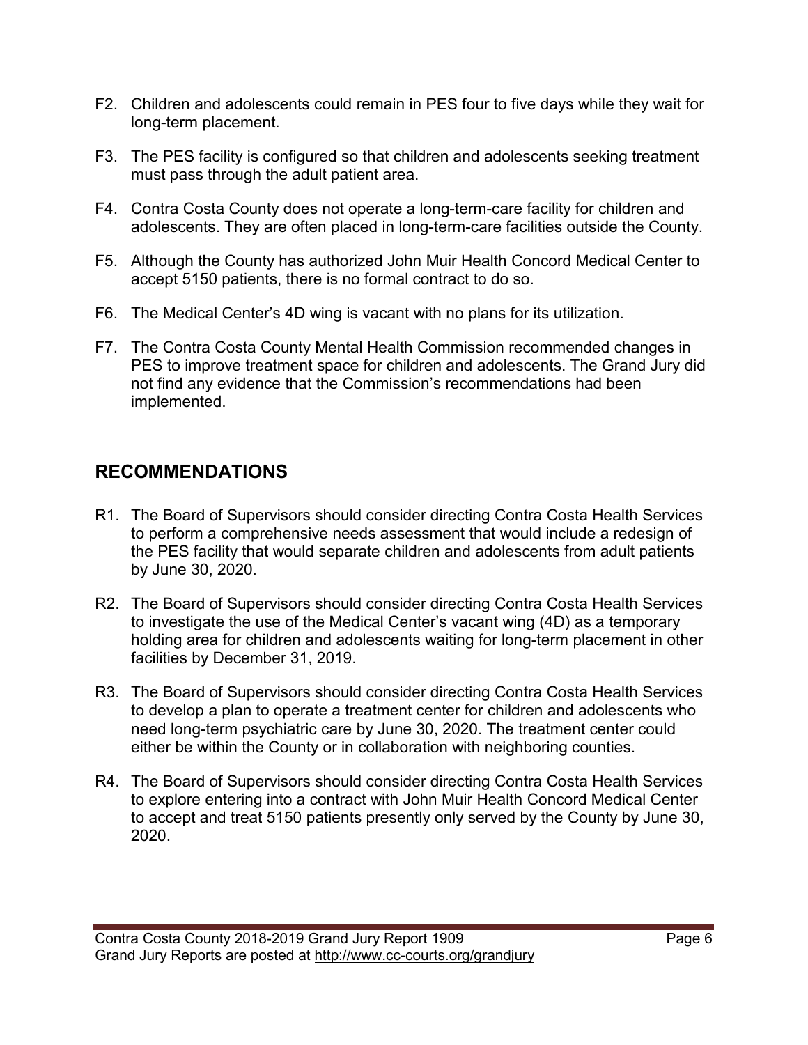F2. Children and adolescents could remain in PES four to five days while they wait for long-term placement.

F3. The PES facility is configured so that children and adolescents seeking treatment must pass through the adult patient area.

F4. Contra Costa County does not operate a long-term-care facility for children and adolescents. They are often placed in long-term-care facilities outside the County.

F5. Although the County has authorized John Muir Health Concord Medical Center to accept 5150 patients, there is no formal contract to do so.

F6. The Medical Center's 4D wing is vacant with no plans for its utilization.

F7. The Contra Costa County Mental Health Commission recommended changes in PES to improve treatment space for children and adolescents. The Grand Jury did not find any evidence that the Commission's recommendations had been implemented.

## RECOMMENDATIONS

R1. The Board of Supervisors should consider directing Contra Costa Health Services to perform a comprehensive needs assessment that would include a redesign of the PES facility that would separate children and adolescents from adult patients by June 30, 2020.

R2. The Board of Supervisors should consider directing Contra Costa Health Services to investigate the use of the Medical Center's vacant wing (4D) as a temporary holding area for children and adolescents waiting for long-term placement in other facilities by December 31, 2019.

R3. The Board of Supervisors should consider directing Contra Costa Health Services to develop a plan to operate a treatment center for children and adolescents who need long-term psychiatric care by June 30, 2020. The treatment center could either be within the County or in collaboration with neighboring counties.

R4. The Board of Supervisors should consider directing Contra Costa Health Services to explore entering into a contract with John Muir Health Concord Medical Center to accept and treat 5150 patients presently only served by the County by June 30, 2020.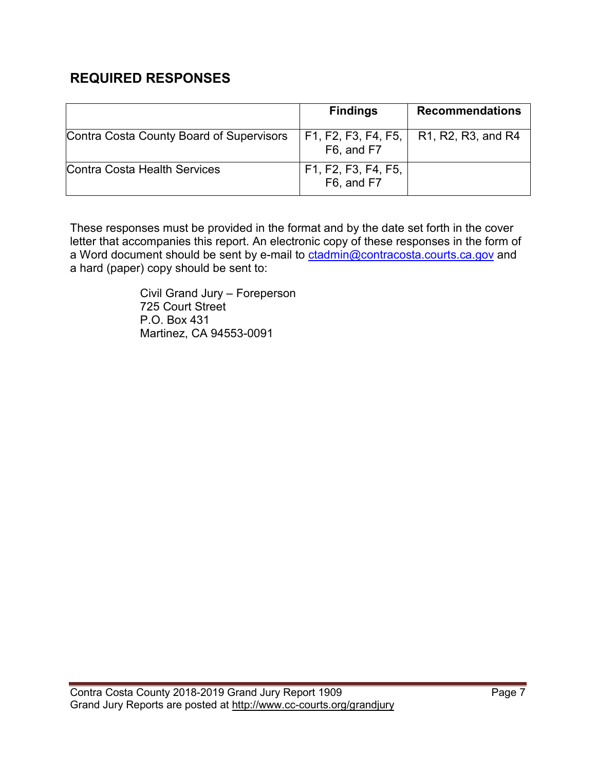## REQUIRED RESPONSES

| | Findings | Recommendations |
|---|---|---|
| Contra Costa County Board of Supervisors | F1, F2, F3, F4, F5, F6, and F7 | R1, R2, R3, and R4 |
| Contra Costa Health Services | F1, F2, F3, F4, F5, F6, and F7 | |

These responses must be provided in the format and by the date set forth in the cover letter that accompanies this report. An electronic copy of these responses in the form of a Word document should be sent by e-mail to ctadmin@contracosta.courts.ca.gov and a hard (paper) copy should be sent to:

Civil Grand Jury – Foreperson
725 Court Street
P.O. Box 431
Martinez, CA 94553-0091